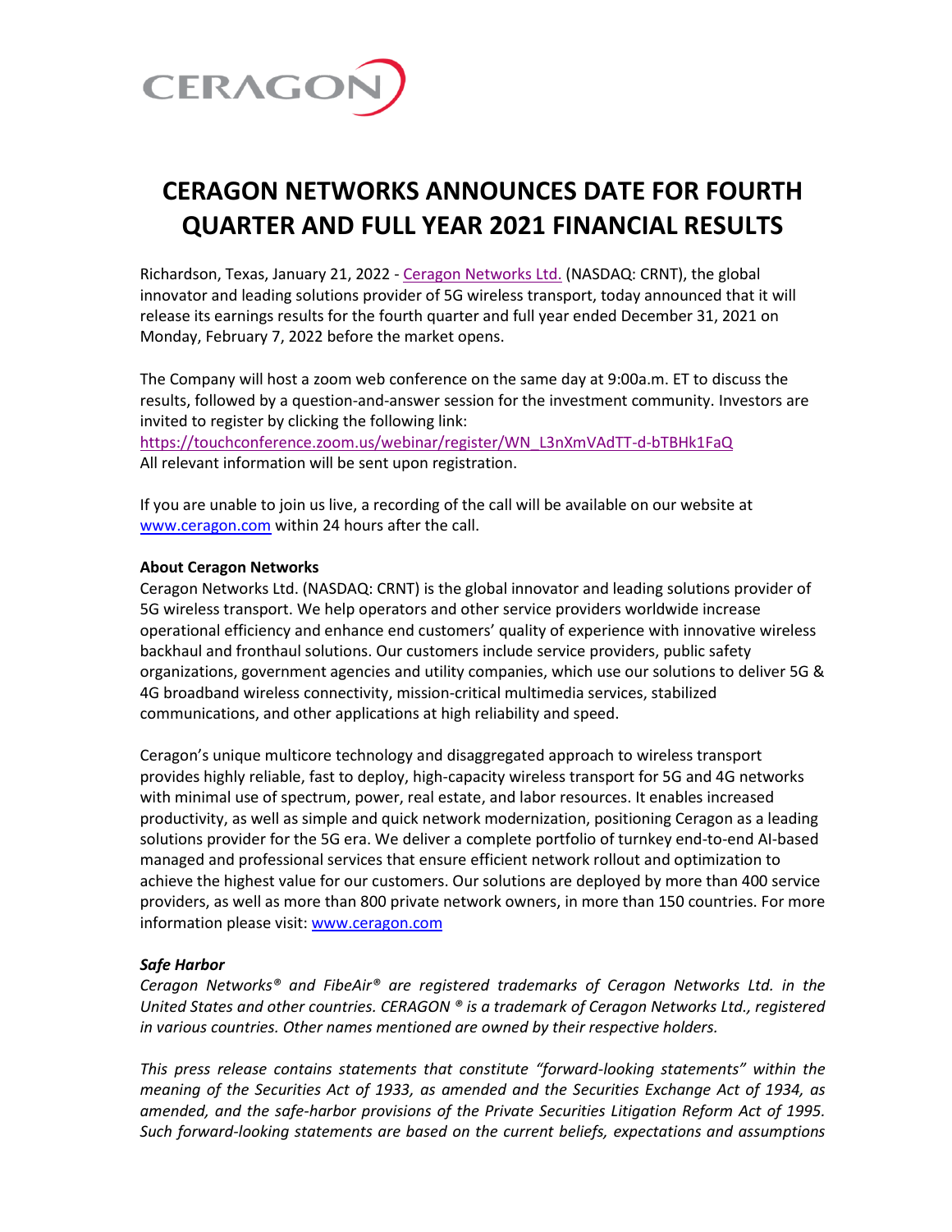# CERAGON NETWORKS ANNOUNCES DATE FOR FOURTH QUARTER AND FULL YEAR 2021 FINANCIAL RESULTS

Richardson, Texas, January 21, 2022 - Ceragon Networks Ltd. (NASDAQ: CRNT), the global innovator and leading solutions provider of 5G wireless transport, today announced that it will release its earnings results for the fourth quarter and full year ended December 31, 2021 on Monday, February 7, 2022 before the market opens.

The Company will host a zoom web conference on the same day at 9:00a.m. ET to discuss the results, followed by a question-and-answer session for the investment community. Investors are invited to register by clicking the following link:
https://touchconference.zoom.us/webinar/register/WN_L3nXmVAdTT-d-bTBHk1FaQ
All relevant information will be sent upon registration.

If you are unable to join us live, a recording of the call will be available on our website at www.ceragon.com within 24 hours after the call.

**About Ceragon Networks**

Ceragon Networks Ltd. (NASDAQ: CRNT) is the global innovator and leading solutions provider of 5G wireless transport. We help operators and other service providers worldwide increase operational efficiency and enhance end customers' quality of experience with innovative wireless backhaul and fronthaul solutions. Our customers include service providers, public safety organizations, government agencies and utility companies, which use our solutions to deliver 5G & 4G broadband wireless connectivity, mission-critical multimedia services, stabilized communications, and other applications at high reliability and speed.

Ceragon's unique multicore technology and disaggregated approach to wireless transport provides highly reliable, fast to deploy, high-capacity wireless transport for 5G and 4G networks with minimal use of spectrum, power, real estate, and labor resources. It enables increased productivity, as well as simple and quick network modernization, positioning Ceragon as a leading solutions provider for the 5G era. We deliver a complete portfolio of turnkey end-to-end AI-based managed and professional services that ensure efficient network rollout and optimization to achieve the highest value for our customers. Our solutions are deployed by more than 400 service providers, as well as more than 800 private network owners, in more than 150 countries. For more information please visit: www.ceragon.com

***Safe Harbor***

*Ceragon Networks® and FibeAir® are registered trademarks of Ceragon Networks Ltd. in the United States and other countries. CERAGON ® is a trademark of Ceragon Networks Ltd., registered in various countries. Other names mentioned are owned by their respective holders.*

*This press release contains statements that constitute "forward-looking statements" within the meaning of the Securities Act of 1933, as amended and the Securities Exchange Act of 1934, as amended, and the safe-harbor provisions of the Private Securities Litigation Reform Act of 1995. Such forward-looking statements are based on the current beliefs, expectations and assumptions*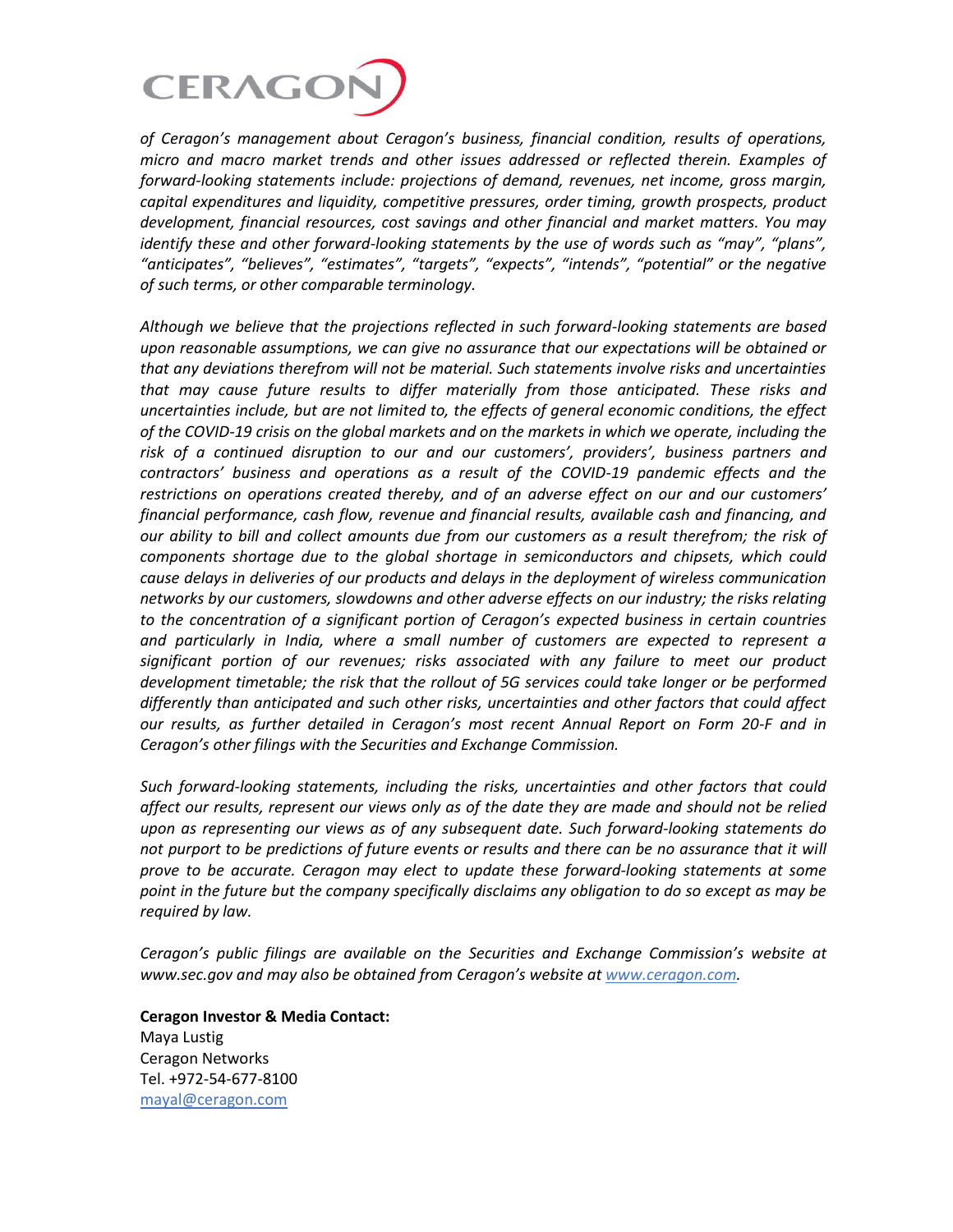*of Ceragon's management about Ceragon's business, financial condition, results of operations, micro and macro market trends and other issues addressed or reflected therein. Examples of forward-looking statements include: projections of demand, revenues, net income, gross margin, capital expenditures and liquidity, competitive pressures, order timing, growth prospects, product development, financial resources, cost savings and other financial and market matters. You may identify these and other forward-looking statements by the use of words such as "may", "plans", "anticipates", "believes", "estimates", "targets", "expects", "intends", "potential" or the negative of such terms, or other comparable terminology.*

*Although we believe that the projections reflected in such forward-looking statements are based upon reasonable assumptions, we can give no assurance that our expectations will be obtained or that any deviations therefrom will not be material. Such statements involve risks and uncertainties that may cause future results to differ materially from those anticipated. These risks and uncertainties include, but are not limited to, the effects of general economic conditions, the effect of the COVID-19 crisis on the global markets and on the markets in which we operate, including the risk of a continued disruption to our and our customers', providers', business partners and contractors' business and operations as a result of the COVID-19 pandemic effects and the restrictions on operations created thereby, and of an adverse effect on our and our customers' financial performance, cash flow, revenue and financial results, available cash and financing, and our ability to bill and collect amounts due from our customers as a result therefrom; the risk of components shortage due to the global shortage in semiconductors and chipsets, which could cause delays in deliveries of our products and delays in the deployment of wireless communication networks by our customers, slowdowns and other adverse effects on our industry; the risks relating to the concentration of a significant portion of Ceragon's expected business in certain countries and particularly in India, where a small number of customers are expected to represent a significant portion of our revenues; risks associated with any failure to meet our product development timetable; the risk that the rollout of 5G services could take longer or be performed differently than anticipated and such other risks, uncertainties and other factors that could affect our results, as further detailed in Ceragon's most recent Annual Report on Form 20-F and in Ceragon's other filings with the Securities and Exchange Commission.*

*Such forward-looking statements, including the risks, uncertainties and other factors that could affect our results, represent our views only as of the date they are made and should not be relied upon as representing our views as of any subsequent date. Such forward-looking statements do not purport to be predictions of future events or results and there can be no assurance that it will prove to be accurate. Ceragon may elect to update these forward-looking statements at some point in the future but the company specifically disclaims any obligation to do so except as may be required by law.*

*Ceragon's public filings are available on the Securities and Exchange Commission's website at www.sec.gov and may also be obtained from Ceragon's website at [www.ceragon.com](http://www.ceragon.com).*

**Ceragon Investor & Media Contact:**
Maya Lustig
Ceragon Networks
Tel. +972-54-677-8100
[mayal@ceragon.com](mailto:mayal@ceragon.com)